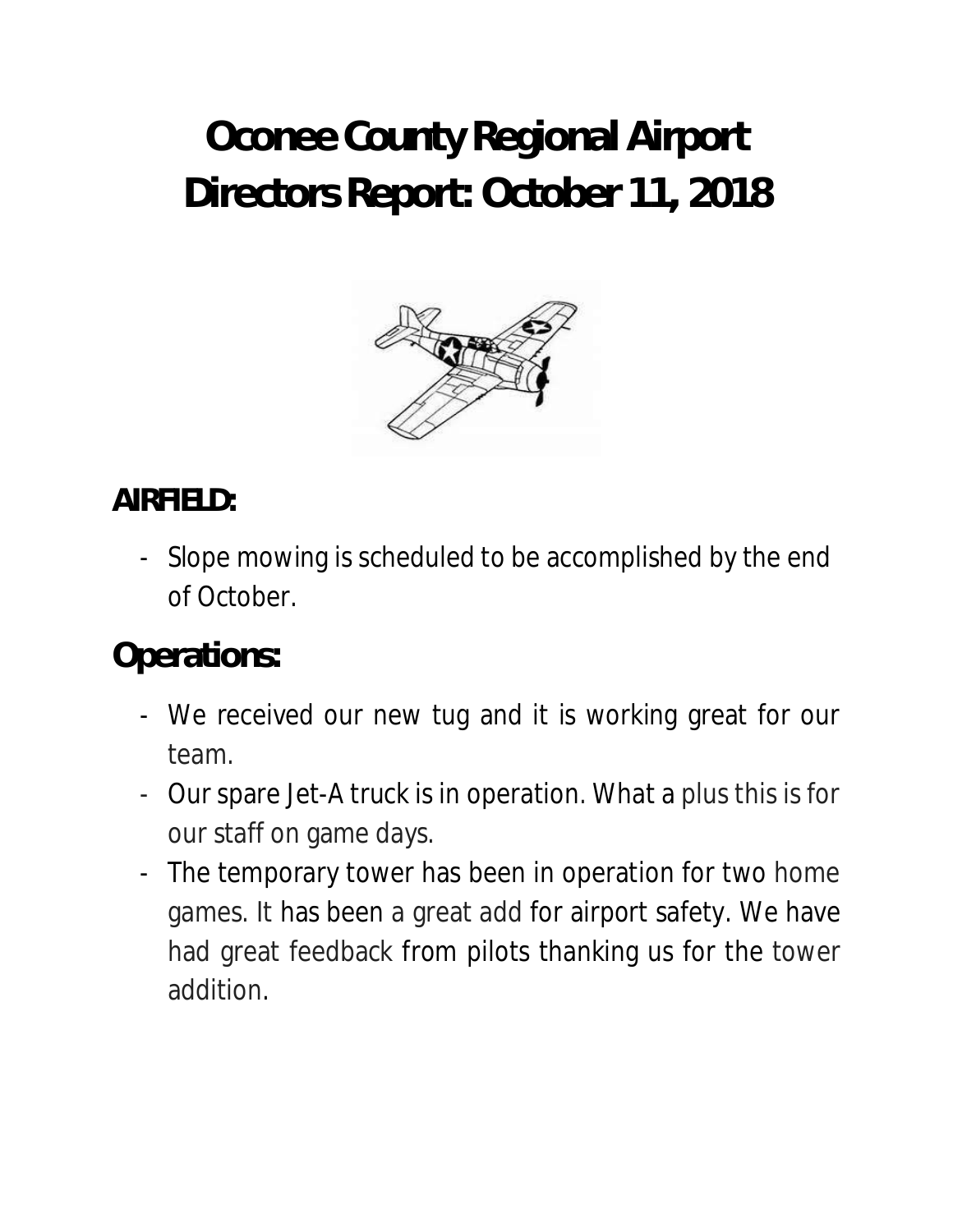# Oconee County Regional Airport Directors Report: October 11, 2018

## AIRFIELD:

- Slope mowing is scheduled to be accomplished by the end of October.

## Operations:

- We received our new tug and it is working great for our team.
- Our spare Jet-A truck is in operation. What a plus this is for our staff on game days.
- The temporary tower has been in operation for two home games. It has been a great add for airport safety. We have had great feedback from pilots thanking us for the tower addition.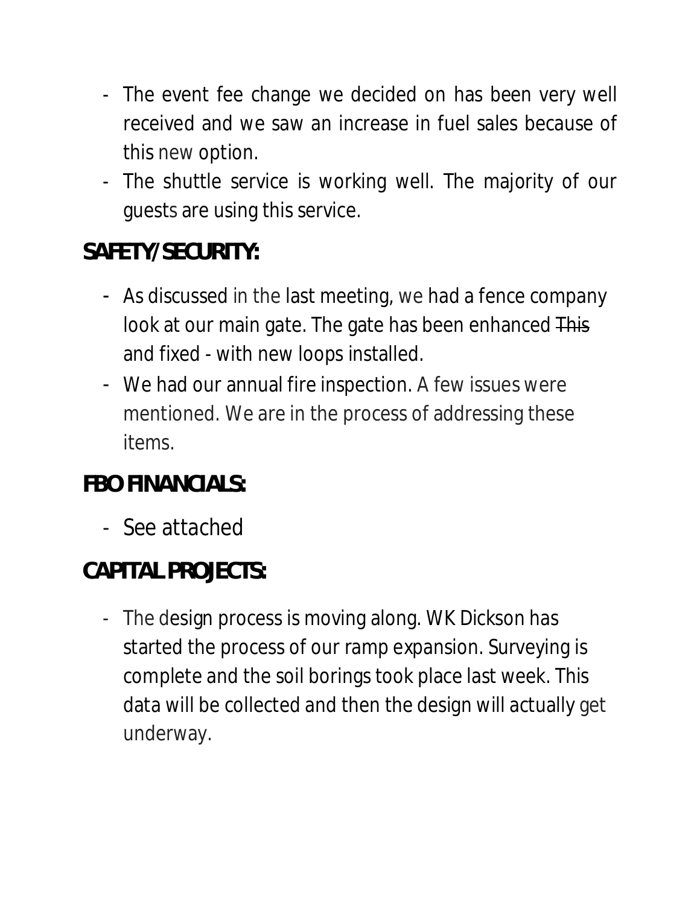- The event fee change we decided on has been very well received and we saw an increase in fuel sales because of this new option.
- The shuttle service is working well. The majority of our guests are using this service.

## SAFETY/SECURITY:

- As discussed in the last meeting, we had a fence company look at our main gate. The gate has been enhanced ~~This~~ and fixed - with new loops installed.
- We had our annual fire inspection. A few issues were mentioned. We are in the process of addressing these items.

## FBO FINANCIALS:

- See attached

## CAPITAL PROJECTS:

- The design process is moving along. WK Dickson has started the process of our ramp expansion. Surveying is complete and the soil borings took place last week. This data will be collected and then the design will actually get underway.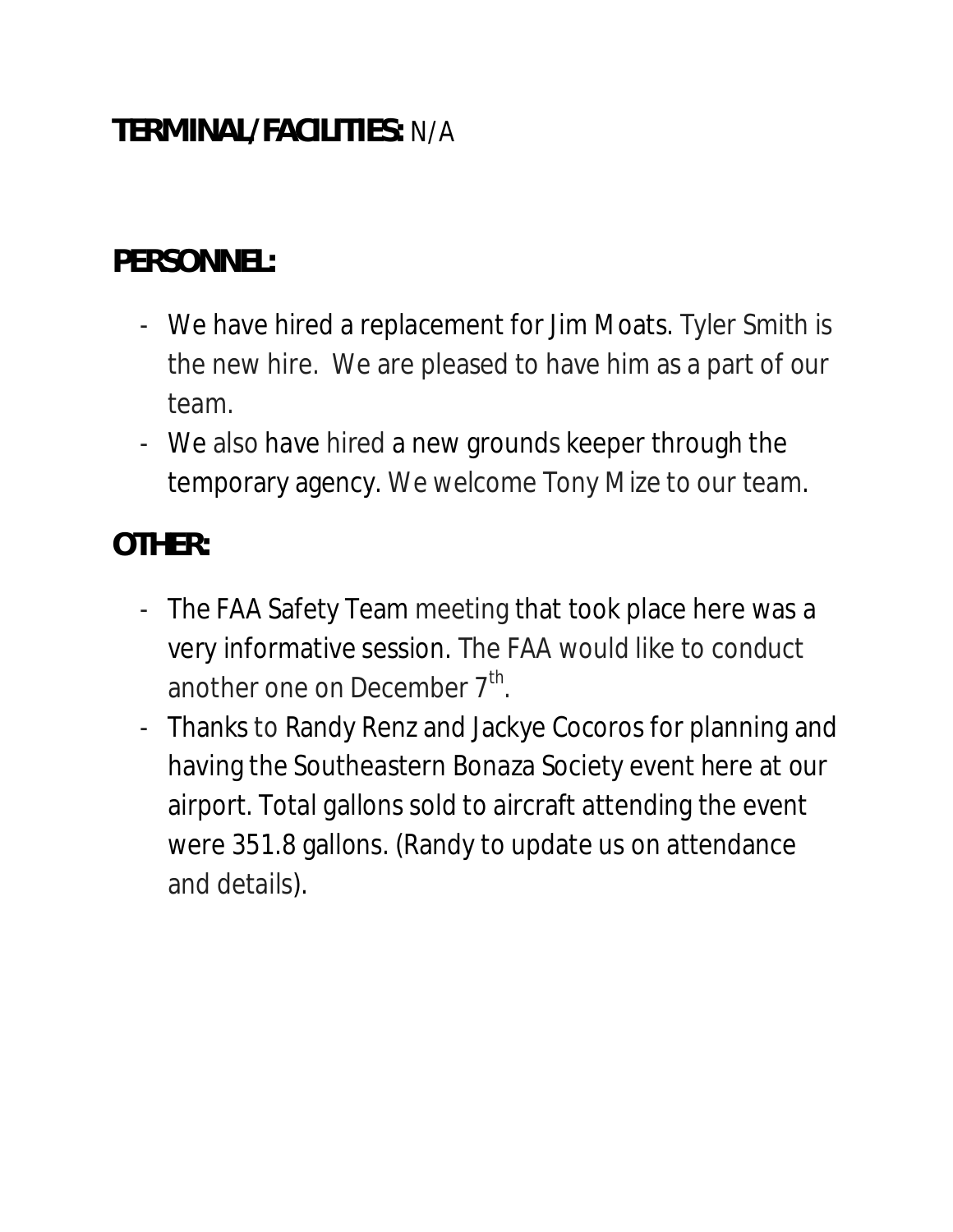**TERMINAL/FACILITIES:** N/A

**PERSONNEL:**

- We have hired a replacement for Jim Moats. Tyler Smith is the new hire. We are pleased to have him as a part of our team.
- We also have hired a new grounds keeper through the temporary agency. We welcome Tony Mize to our team.

**OTHER:**

- The FAA Safety Team meeting that took place here was a very informative session. The FAA would like to conduct another one on December 7th.
- Thanks to Randy Renz and Jackye Cocoros for planning and having the Southeastern Bonaza Society event here at our airport. Total gallons sold to aircraft attending the event were 351.8 gallons. (Randy to update us on attendance and details).